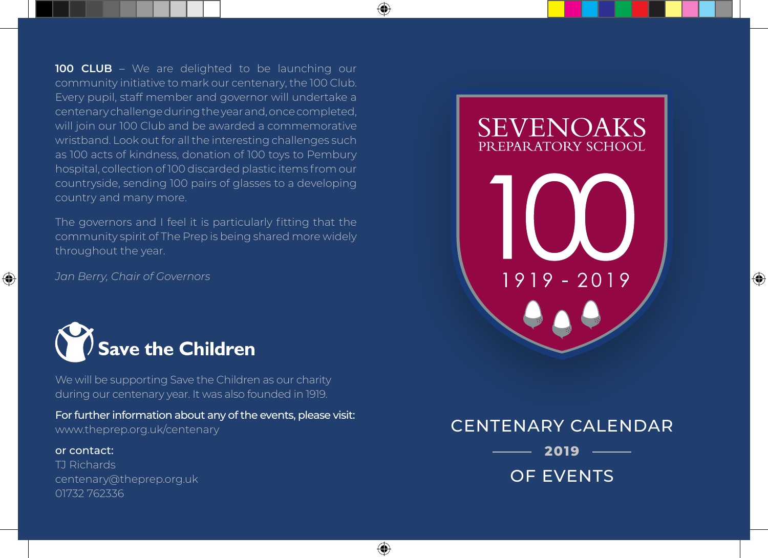**100 CLUB** – We are delighted to be launching our community initiative to mark our centenary, the 100 Club. Every pupil, staff member and governor will undertake a centenary challenge during the year and, once completed, will join our 100 Club and be awarded a commemorative wristband. Look out for all the interesting challenges such as 100 acts of kindness, donation of 100 toys to Pembury hospital, collection of 100 discarded plastic items from our countryside, sending 100 pairs of glasses to a developing country and many more.

The governors and I feel it is particularly fitting that the community spirit of The Prep is being shared more widely throughout the year.

*Jan Berry, Chair of Governors*

**Save the Children**

We will be supporting Save the Children as our charity during our centenary year. It was also founded in 1919.

For further information about any of the events, please visit:
www.theprep.org.uk/centenary

or contact:
TJ Richards
centenary@theprep.org.uk
01732 762336

SEVENOAKS PREPARATORY SCHOOL

100

1919 - 2019

# CENTENARY CALENDAR

## 2019

# OF EVENTS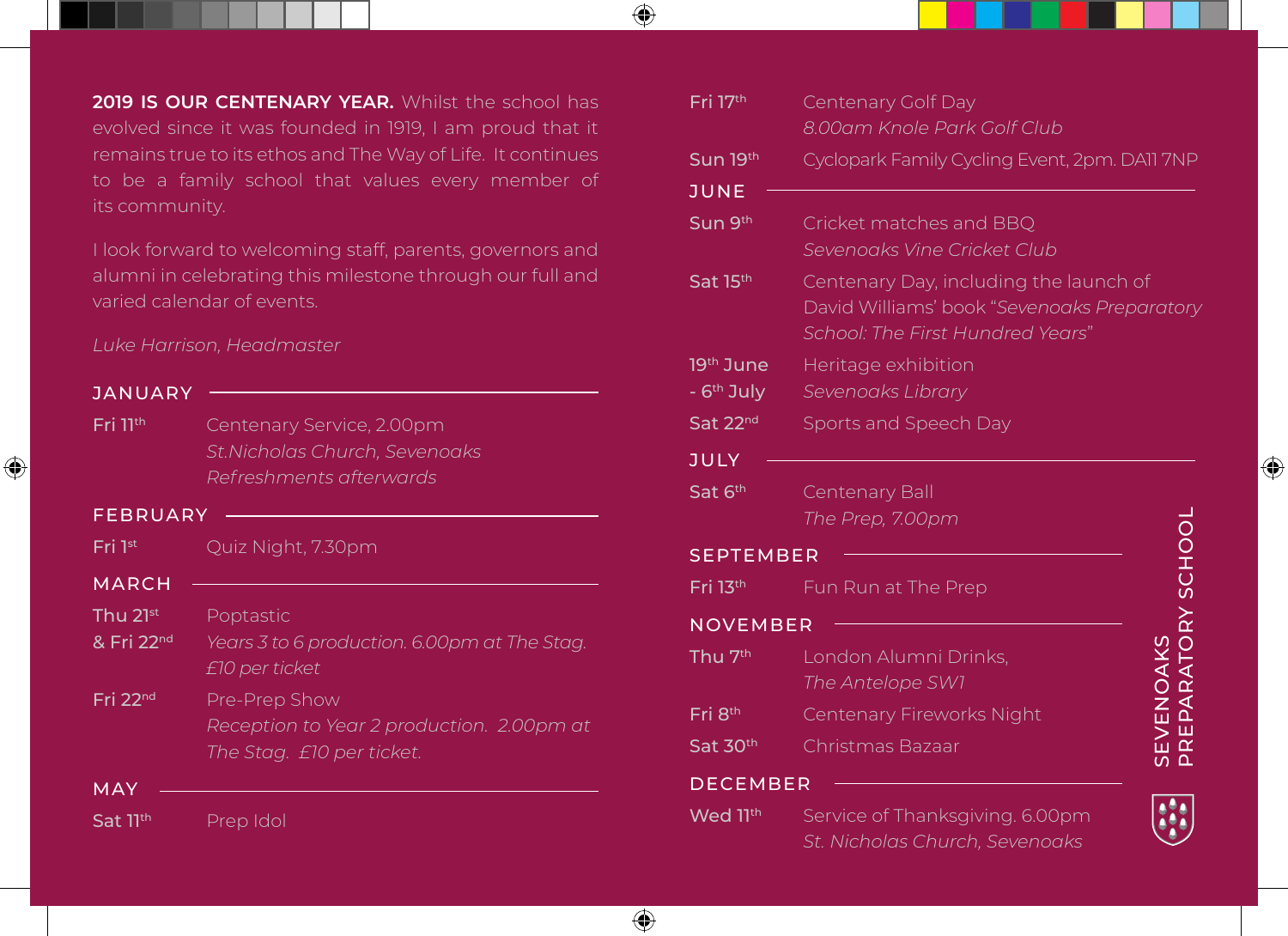**2019 IS OUR CENTENARY YEAR.** Whilst the school has evolved since it was founded in 1919, I am proud that it remains true to its ethos and The Way of Life. It continues to be a family school that values every member of its community.

I look forward to welcoming staff, parents, governors and alumni in celebrating this milestone through our full and varied calendar of events.

*Luke Harrison, Headmaster*

## JANUARY

**Fri 11th** Centenary Service, 2.00pm
*St.Nicholas Church, Sevenoaks*
*Refreshments afterwards*

## FEBRUARY

**Fri 1st** Quiz Night, 7.30pm

## MARCH

**Thu 21st & Fri 22nd** Poptastic
*Years 3 to 6 production. 6.00pm at The Stag. £10 per ticket*

**Fri 22nd** Pre-Prep Show
*Reception to Year 2 production. 2.00pm at The Stag. £10 per ticket.*

## MAY

**Sat 11th** Prep Idol

**Fri 17th** Centenary Golf Day
*8.00am Knole Park Golf Club*

**Sun 19th** Cyclopark Family Cycling Event, 2pm. DA11 7NP

## JUNE

**Sun 9th** Cricket matches and BBQ
*Sevenoaks Vine Cricket Club*

**Sat 15th** Centenary Day, including the launch of David Williams' book "*Sevenoaks Preparatory School: The First Hundred Years*"

**19th June - 6th July** Heritage exhibition
*Sevenoaks Library*

**Sat 22nd** Sports and Speech Day

## JULY

**Sat 6th** Centenary Ball
*The Prep, 7.00pm*

## SEPTEMBER

**Fri 13th** Fun Run at The Prep

## NOVEMBER

**Thu 7th** London Alumni Drinks,
*The Antelope SW1*

**Fri 8th** Centenary Fireworks Night

**Sat 30th** Christmas Bazaar

## DECEMBER

**Wed 11th** Service of Thanksgiving. 6.00pm
*St. Nicholas Church, Sevenoaks*

SEVENOAKS PREPARATORY SCHOOL